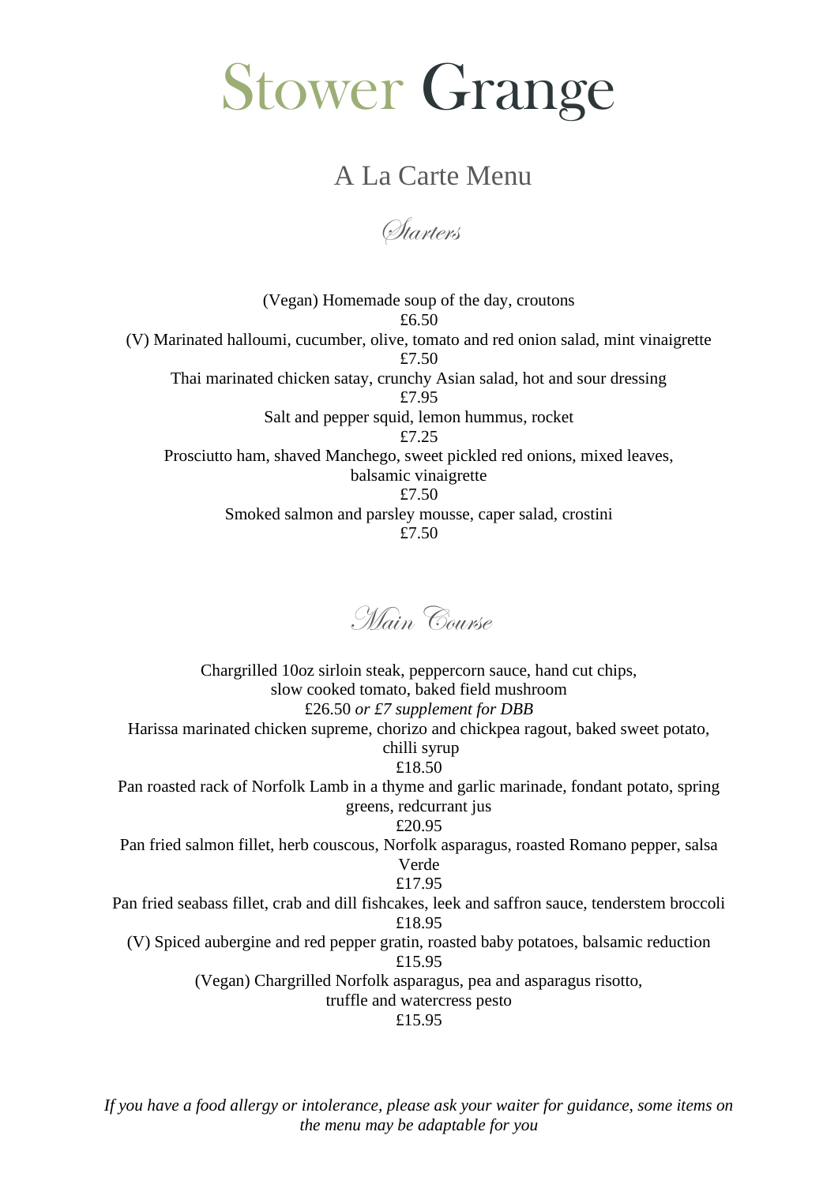# Stower Grange

## A La Carte Menu

### Starters

(Vegan) Homemade soup of the day, croutons
£6.50

(V) Marinated halloumi, cucumber, olive, tomato and red onion salad, mint vinaigrette
£7.50

Thai marinated chicken satay, crunchy Asian salad, hot and sour dressing
£7.95

Salt and pepper squid, lemon hummus, rocket
£7.25

Prosciutto ham, shaved Manchego, sweet pickled red onions, mixed leaves, balsamic vinaigrette
£7.50

Smoked salmon and parsley mousse, caper salad, crostini
£7.50

### Main Course

Chargrilled 10oz sirloin steak, peppercorn sauce, hand cut chips, slow cooked tomato, baked field mushroom
£26.50 *or £7 supplement for DBB*

Harissa marinated chicken supreme, chorizo and chickpea ragout, baked sweet potato, chilli syrup
£18.50

Pan roasted rack of Norfolk Lamb in a thyme and garlic marinade, fondant potato, spring greens, redcurrant jus
£20.95

Pan fried salmon fillet, herb couscous, Norfolk asparagus, roasted Romano pepper, salsa Verde
£17.95

Pan fried seabass fillet, crab and dill fishcakes, leek and saffron sauce, tenderstem broccoli
£18.95

(V) Spiced aubergine and red pepper gratin, roasted baby potatoes, balsamic reduction
£15.95

(Vegan) Chargrilled Norfolk asparagus, pea and asparagus risotto, truffle and watercress pesto
£15.95

*If you have a food allergy or intolerance, please ask your waiter for guidance, some items on the menu may be adaptable for you*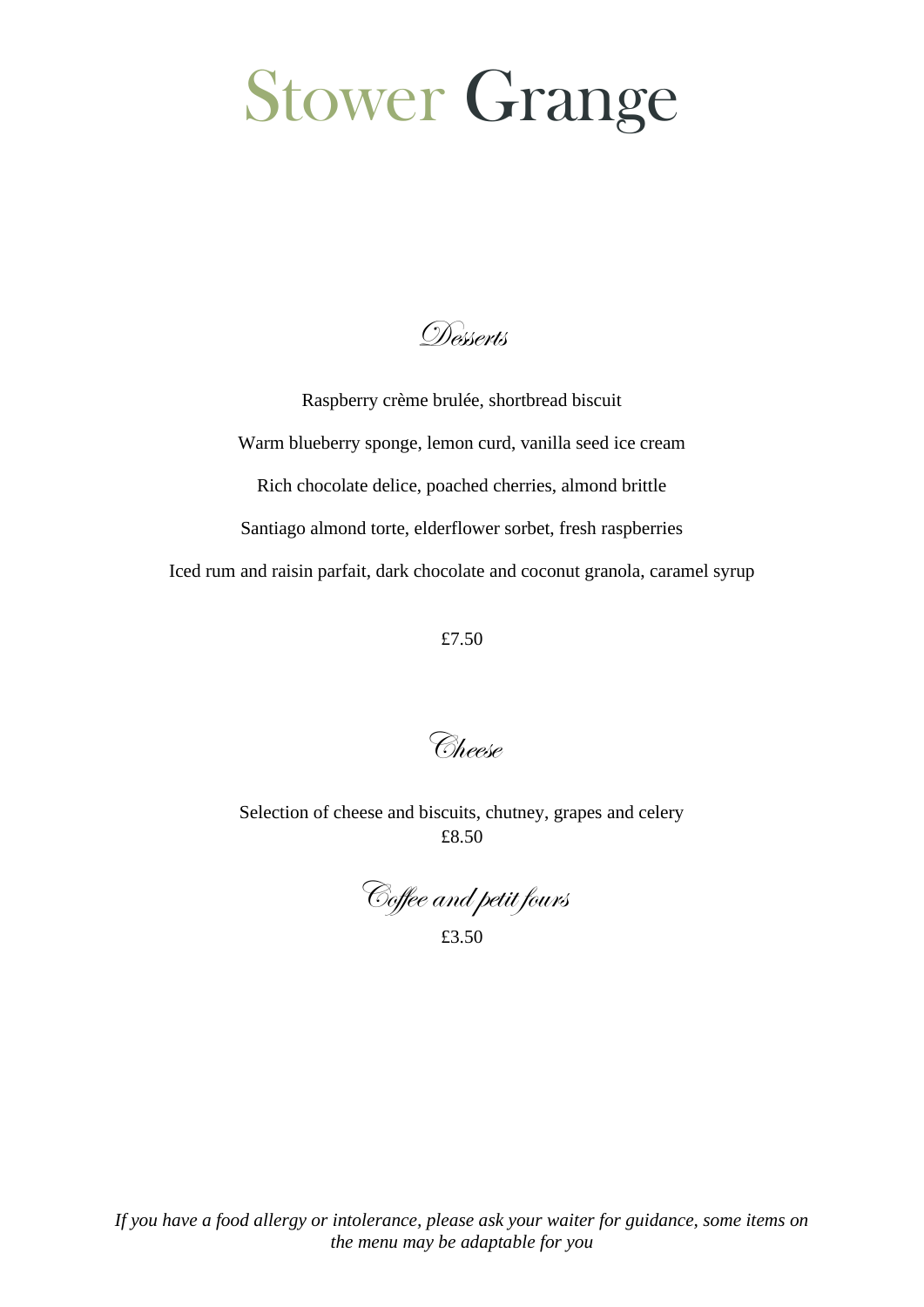# Stower Grange

## Desserts

Raspberry crème brulée, shortbread biscuit

Warm blueberry sponge, lemon curd, vanilla seed ice cream

Rich chocolate delice, poached cherries, almond brittle

Santiago almond torte, elderflower sorbet, fresh raspberries

Iced rum and raisin parfait, dark chocolate and coconut granola, caramel syrup

£7.50

## Cheese

Selection of cheese and biscuits, chutney, grapes and celery
£8.50

## Coffee and petit fours

£3.50

*If you have a food allergy or intolerance, please ask your waiter for guidance, some items on the menu may be adaptable for you*